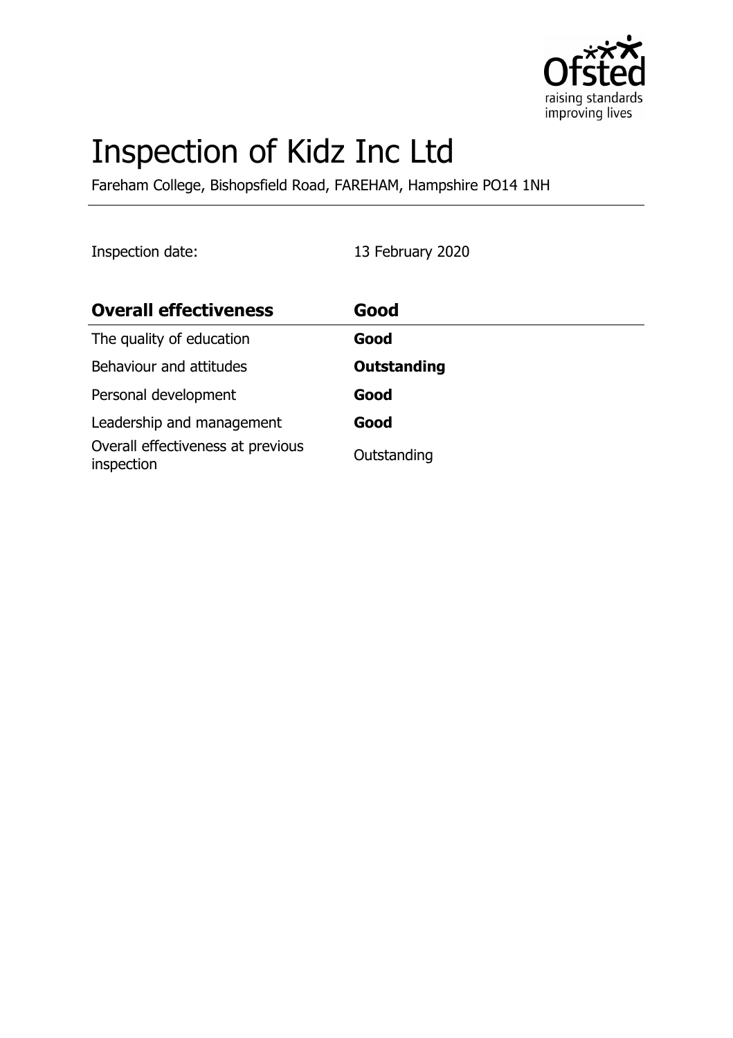# Inspection of Kidz Inc Ltd

Fareham College, Bishopsfield Road, FAREHAM, Hampshire PO14 1NH

Inspection date: 13 February 2020

| **Overall effectiveness** | **Good** |
| --- | --- |
| The quality of education | **Good** |
| Behaviour and attitudes | **Outstanding** |
| Personal development | **Good** |
| Leadership and management | **Good** |
| Overall effectiveness at previous inspection | Outstanding |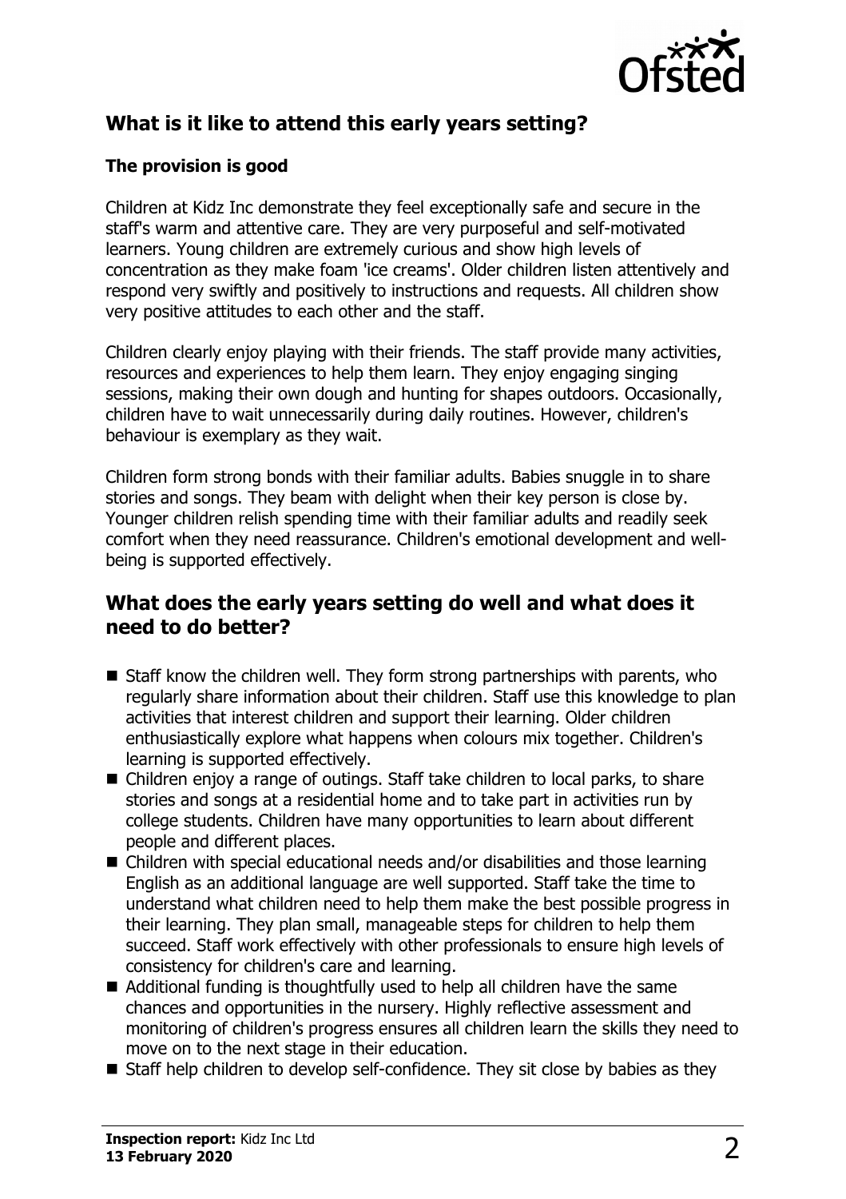## What is it like to attend this early years setting?

### The provision is good

Children at Kidz Inc demonstrate they feel exceptionally safe and secure in the staff's warm and attentive care. They are very purposeful and self-motivated learners. Young children are extremely curious and show high levels of concentration as they make foam 'ice creams'. Older children listen attentively and respond very swiftly and positively to instructions and requests. All children show very positive attitudes to each other and the staff.

Children clearly enjoy playing with their friends. The staff provide many activities, resources and experiences to help them learn. They enjoy engaging singing sessions, making their own dough and hunting for shapes outdoors. Occasionally, children have to wait unnecessarily during daily routines. However, children's behaviour is exemplary as they wait.

Children form strong bonds with their familiar adults. Babies snuggle in to share stories and songs. They beam with delight when their key person is close by. Younger children relish spending time with their familiar adults and readily seek comfort when they need reassurance. Children's emotional development and well-being is supported effectively.

## What does the early years setting do well and what does it need to do better?

- Staff know the children well. They form strong partnerships with parents, who regularly share information about their children. Staff use this knowledge to plan activities that interest children and support their learning. Older children enthusiastically explore what happens when colours mix together. Children's learning is supported effectively.
- Children enjoy a range of outings. Staff take children to local parks, to share stories and songs at a residential home and to take part in activities run by college students. Children have many opportunities to learn about different people and different places.
- Children with special educational needs and/or disabilities and those learning English as an additional language are well supported. Staff take the time to understand what children need to help them make the best possible progress in their learning. They plan small, manageable steps for children to help them succeed. Staff work effectively with other professionals to ensure high levels of consistency for children's care and learning.
- Additional funding is thoughtfully used to help all children have the same chances and opportunities in the nursery. Highly reflective assessment and monitoring of children's progress ensures all children learn the skills they need to move on to the next stage in their education.
- Staff help children to develop self-confidence. They sit close by babies as they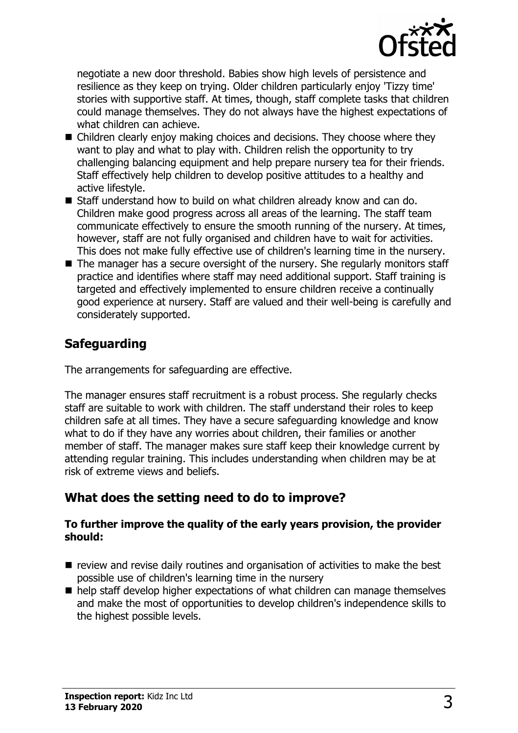negotiate a new door threshold. Babies show high levels of persistence and resilience as they keep on trying. Older children particularly enjoy 'Tizzy time' stories with supportive staff. At times, though, staff complete tasks that children could manage themselves. They do not always have the highest expectations of what children can achieve.

- Children clearly enjoy making choices and decisions. They choose where they want to play and what to play with. Children relish the opportunity to try challenging balancing equipment and help prepare nursery tea for their friends. Staff effectively help children to develop positive attitudes to a healthy and active lifestyle.
- Staff understand how to build on what children already know and can do. Children make good progress across all areas of the learning. The staff team communicate effectively to ensure the smooth running of the nursery. At times, however, staff are not fully organised and children have to wait for activities. This does not make fully effective use of children's learning time in the nursery.
- The manager has a secure oversight of the nursery. She regularly monitors staff practice and identifies where staff may need additional support. Staff training is targeted and effectively implemented to ensure children receive a continually good experience at nursery. Staff are valued and their well-being is carefully and considerately supported.

## Safeguarding

The arrangements for safeguarding are effective.

The manager ensures staff recruitment is a robust process. She regularly checks staff are suitable to work with children. The staff understand their roles to keep children safe at all times. They have a secure safeguarding knowledge and know what to do if they have any worries about children, their families or another member of staff. The manager makes sure staff keep their knowledge current by attending regular training. This includes understanding when children may be at risk of extreme views and beliefs.

## What does the setting need to do to improve?

**To further improve the quality of the early years provision, the provider should:**

- review and revise daily routines and organisation of activities to make the best possible use of children's learning time in the nursery
- help staff develop higher expectations of what children can manage themselves and make the most of opportunities to develop children's independence skills to the highest possible levels.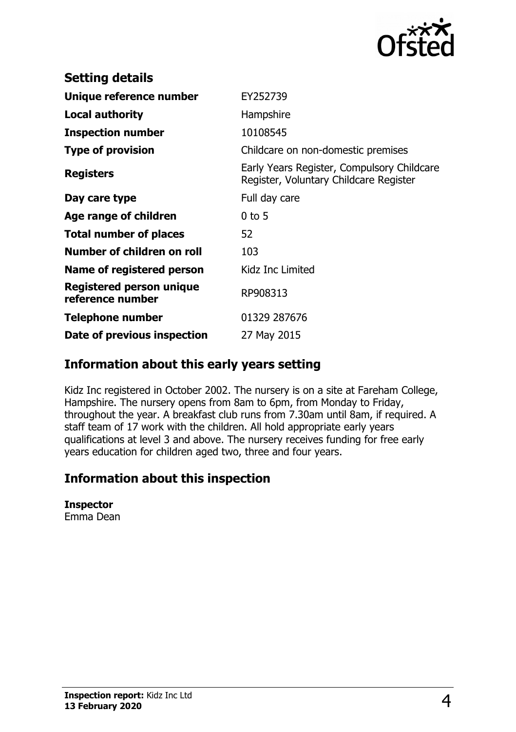## Setting details

| | |
|---|---|
| **Unique reference number** | EY252739 |
| **Local authority** | Hampshire |
| **Inspection number** | 10108545 |
| **Type of provision** | Childcare on non-domestic premises |
| **Registers** | Early Years Register, Compulsory Childcare Register, Voluntary Childcare Register |
| **Day care type** | Full day care |
| **Age range of children** | 0 to 5 |
| **Total number of places** | 52 |
| **Number of children on roll** | 103 |
| **Name of registered person** | Kidz Inc Limited |
| **Registered person unique reference number** | RP908313 |
| **Telephone number** | 01329 287676 |
| **Date of previous inspection** | 27 May 2015 |

## Information about this early years setting

Kidz Inc registered in October 2002. The nursery is on a site at Fareham College, Hampshire. The nursery opens from 8am to 6pm, from Monday to Friday, throughout the year. A breakfast club runs from 7.30am until 8am, if required. A staff team of 17 work with the children. All hold appropriate early years qualifications at level 3 and above. The nursery receives funding for free early years education for children aged two, three and four years.

## Information about this inspection

**Inspector**
Emma Dean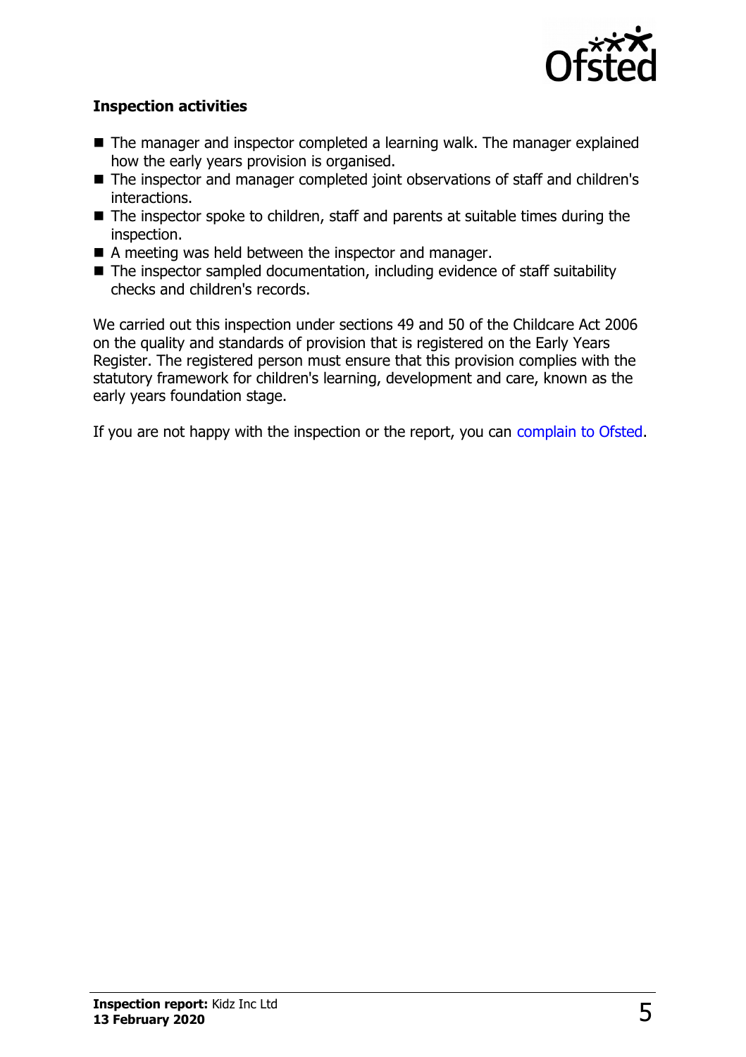### Inspection activities

- The manager and inspector completed a learning walk. The manager explained how the early years provision is organised.
- The inspector and manager completed joint observations of staff and children's interactions.
- The inspector spoke to children, staff and parents at suitable times during the inspection.
- A meeting was held between the inspector and manager.
- The inspector sampled documentation, including evidence of staff suitability checks and children's records.

We carried out this inspection under sections 49 and 50 of the Childcare Act 2006 on the quality and standards of provision that is registered on the Early Years Register. The registered person must ensure that this provision complies with the statutory framework for children's learning, development and care, known as the early years foundation stage.

If you are not happy with the inspection or the report, you can complain to Ofsted.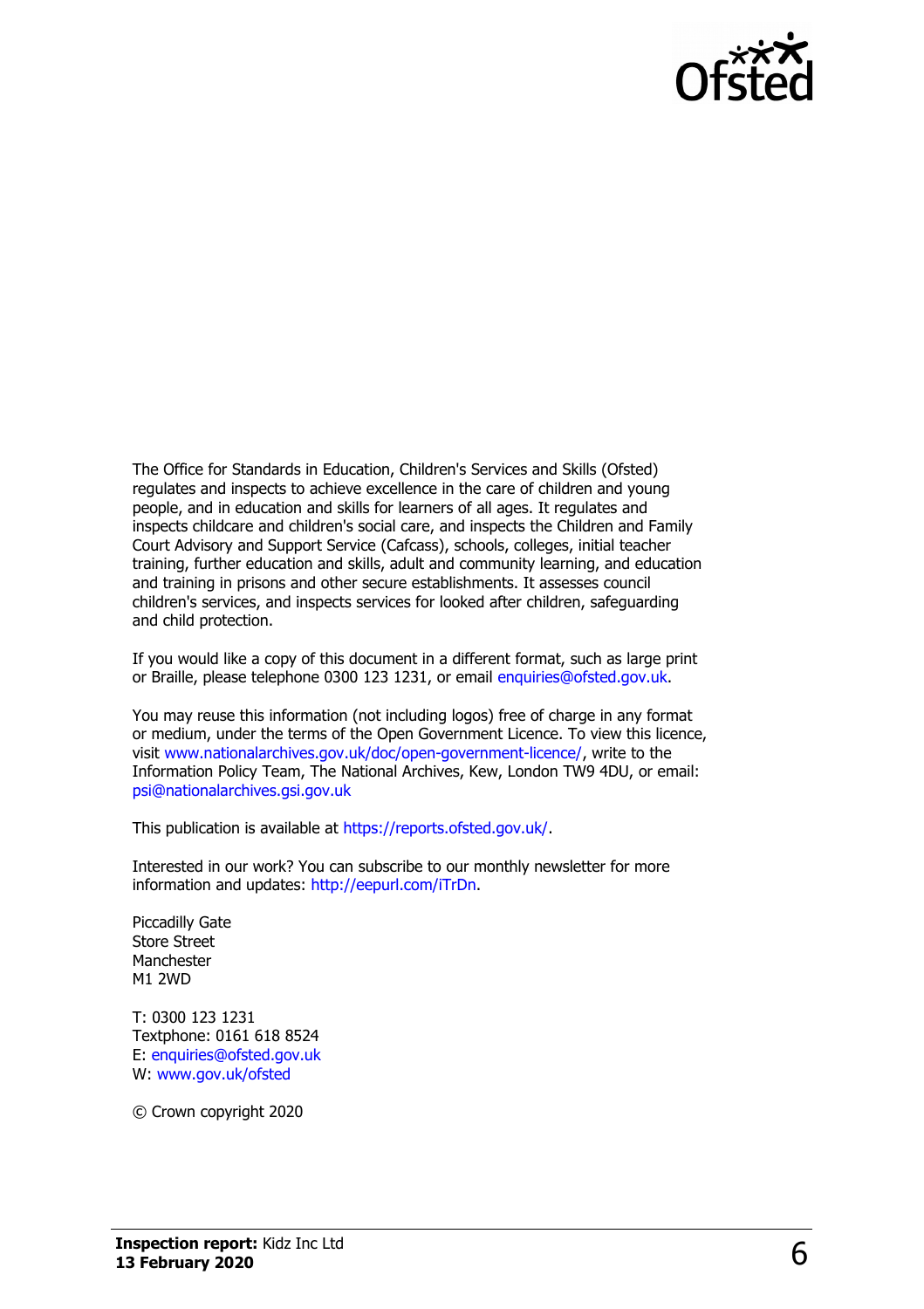The Office for Standards in Education, Children's Services and Skills (Ofsted) regulates and inspects to achieve excellence in the care of children and young people, and in education and skills for learners of all ages. It regulates and inspects childcare and children's social care, and inspects the Children and Family Court Advisory and Support Service (Cafcass), schools, colleges, initial teacher training, further education and skills, adult and community learning, and education and training in prisons and other secure establishments. It assesses council children's services, and inspects services for looked after children, safeguarding and child protection.

If you would like a copy of this document in a different format, such as large print or Braille, please telephone 0300 123 1231, or email enquiries@ofsted.gov.uk.

You may reuse this information (not including logos) free of charge in any format or medium, under the terms of the Open Government Licence. To view this licence, visit www.nationalarchives.gov.uk/doc/open-government-licence/, write to the Information Policy Team, The National Archives, Kew, London TW9 4DU, or email: psi@nationalarchives.gsi.gov.uk

This publication is available at https://reports.ofsted.gov.uk/.

Interested in our work? You can subscribe to our monthly newsletter for more information and updates: http://eepurl.com/iTrDn.

Piccadilly Gate
Store Street
Manchester
M1 2WD

T: 0300 123 1231
Textphone: 0161 618 8524
E: enquiries@ofsted.gov.uk
W: www.gov.uk/ofsted

© Crown copyright 2020